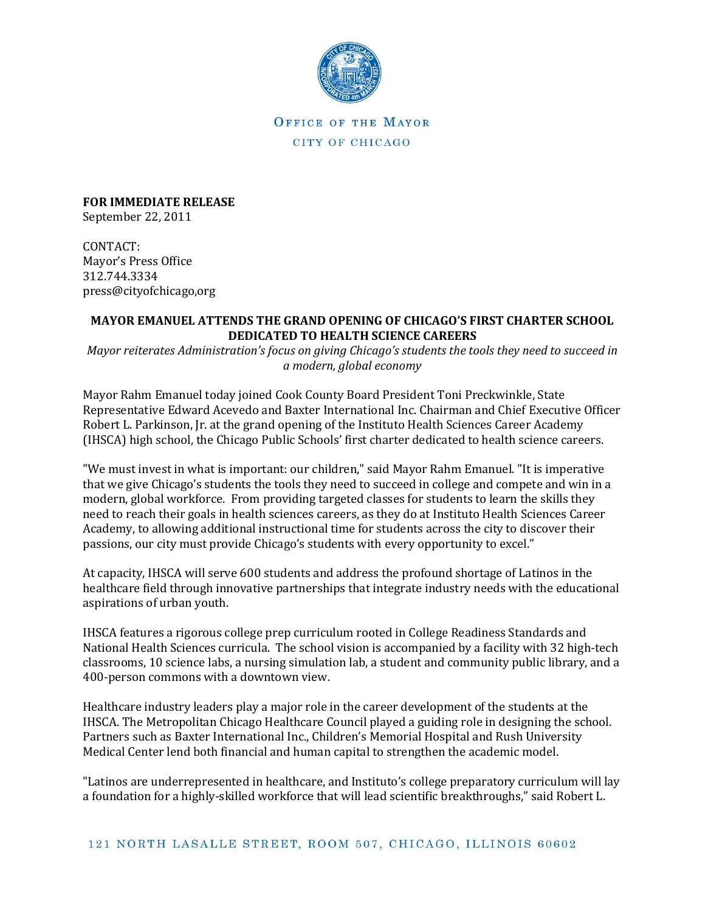OFFICE OF THE MAYOR

CITY OF CHICAGO

**FOR IMMEDIATE RELEASE**
September 22, 2011

CONTACT:
Mayor's Press Office
312.744.3334
press@cityofchicago,org

**MAYOR EMANUEL ATTENDS THE GRAND OPENING OF CHICAGO'S FIRST CHARTER SCHOOL DEDICATED TO HEALTH SCIENCE CAREERS**

*Mayor reiterates Administration's focus on giving Chicago's students the tools they need to succeed in a modern, global economy*

Mayor Rahm Emanuel today joined Cook County Board President Toni Preckwinkle, State Representative Edward Acevedo and Baxter International Inc. Chairman and Chief Executive Officer Robert L. Parkinson, Jr. at the grand opening of the Instituto Health Sciences Career Academy (IHSCA) high school, the Chicago Public Schools' first charter dedicated to health science careers.

"We must invest in what is important: our children," said Mayor Rahm Emanuel. "It is imperative that we give Chicago's students the tools they need to succeed in college and compete and win in a modern, global workforce. From providing targeted classes for students to learn the skills they need to reach their goals in health sciences careers, as they do at Instituto Health Sciences Career Academy, to allowing additional instructional time for students across the city to discover their passions, our city must provide Chicago's students with every opportunity to excel."

At capacity, IHSCA will serve 600 students and address the profound shortage of Latinos in the healthcare field through innovative partnerships that integrate industry needs with the educational aspirations of urban youth.

IHSCA features a rigorous college prep curriculum rooted in College Readiness Standards and National Health Sciences curricula. The school vision is accompanied by a facility with 32 high-tech classrooms, 10 science labs, a nursing simulation lab, a student and community public library, and a 400-person commons with a downtown view.

Healthcare industry leaders play a major role in the career development of the students at the IHSCA. The Metropolitan Chicago Healthcare Council played a guiding role in designing the school. Partners such as Baxter International Inc., Children's Memorial Hospital and Rush University Medical Center lend both financial and human capital to strengthen the academic model.

"Latinos are underrepresented in healthcare, and Instituto's college preparatory curriculum will lay a foundation for a highly-skilled workforce that will lead scientific breakthroughs," said Robert L.

121 NORTH LASALLE STREET, ROOM 507, CHICAGO, ILLINOIS 60602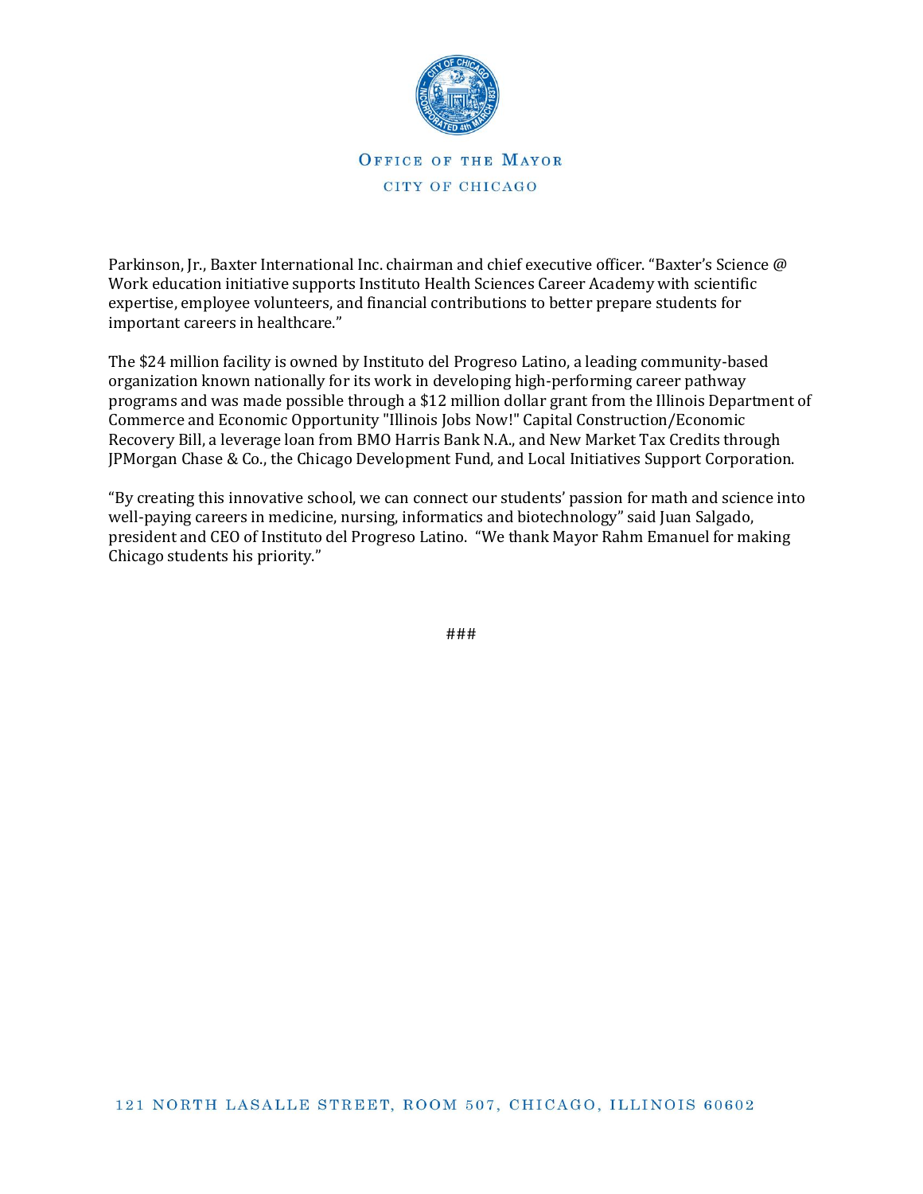Parkinson, Jr., Baxter International Inc. chairman and chief executive officer. "Baxter's Science @ Work education initiative supports Instituto Health Sciences Career Academy with scientific expertise, employee volunteers, and financial contributions to better prepare students for important careers in healthcare."

The $24 million facility is owned by Instituto del Progreso Latino, a leading community-based organization known nationally for its work in developing high-performing career pathway programs and was made possible through a $12 million dollar grant from the Illinois Department of Commerce and Economic Opportunity "Illinois Jobs Now!" Capital Construction/Economic Recovery Bill, a leverage loan from BMO Harris Bank N.A., and New Market Tax Credits through JPMorgan Chase & Co., the Chicago Development Fund, and Local Initiatives Support Corporation.

"By creating this innovative school, we can connect our students' passion for math and science into well-paying careers in medicine, nursing, informatics and biotechnology" said Juan Salgado, president and CEO of Instituto del Progreso Latino. "We thank Mayor Rahm Emanuel for making Chicago students his priority."

###